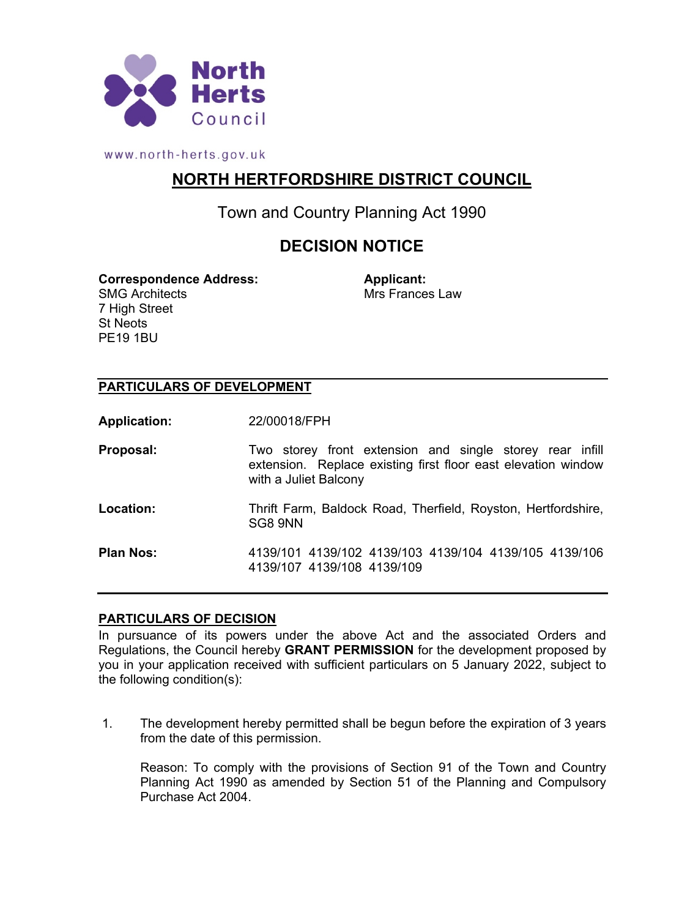North Herts Council

www.north-herts.gov.uk

# NORTH HERTFORDSHIRE DISTRICT COUNCIL

Town and Country Planning Act 1990

## DECISION NOTICE

**Correspondence Address:**
SMG Architects
7 High Street
St Neots
PE19 1BU

**Applicant:**
Mrs Frances Law

### PARTICULARS OF DEVELOPMENT

**Application:** 22/00018/FPH

**Proposal:** Two storey front extension and single storey rear infill extension. Replace existing first floor east elevation window with a Juliet Balcony

**Location:** Thrift Farm, Baldock Road, Therfield, Royston, Hertfordshire, SG8 9NN

**Plan Nos:** 4139/101 4139/102 4139/103 4139/104 4139/105 4139/106 4139/107 4139/108 4139/109

### PARTICULARS OF DECISION

In pursuance of its powers under the above Act and the associated Orders and Regulations, the Council hereby **GRANT PERMISSION** for the development proposed by you in your application received with sufficient particulars on 5 January 2022, subject to the following condition(s):

1. The development hereby permitted shall be begun before the expiration of 3 years from the date of this permission.

   Reason: To comply with the provisions of Section 91 of the Town and Country Planning Act 1990 as amended by Section 51 of the Planning and Compulsory Purchase Act 2004.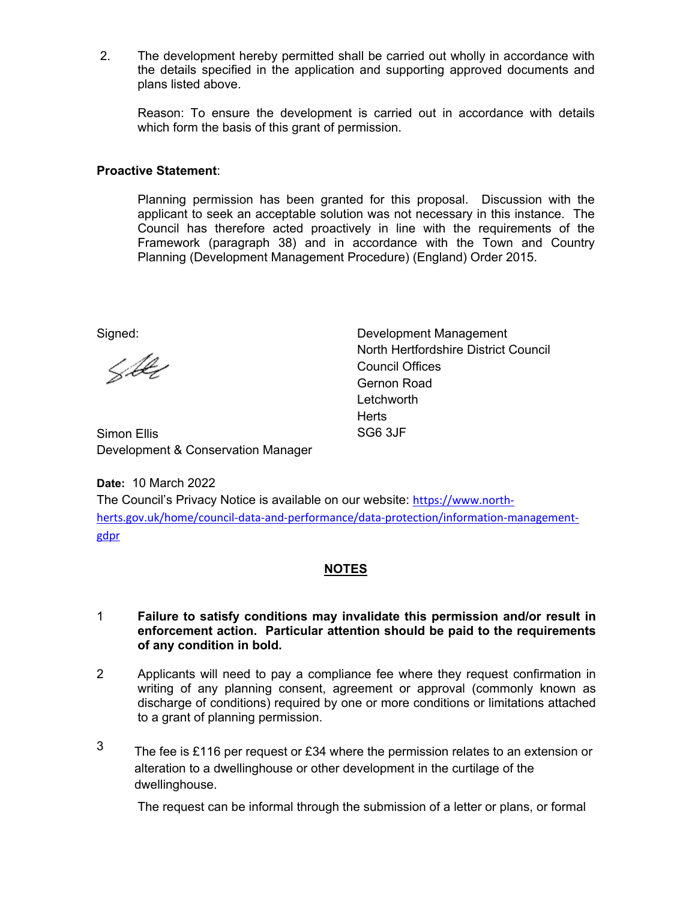2. The development hereby permitted shall be carried out wholly in accordance with the details specified in the application and supporting approved documents and plans listed above.

   Reason: To ensure the development is carried out in accordance with details which form the basis of this grant of permission.

**Proactive Statement**:

Planning permission has been granted for this proposal. Discussion with the applicant to seek an acceptable solution was not necessary in this instance. The Council has therefore acted proactively in line with the requirements of the Framework (paragraph 38) and in accordance with the Town and Country Planning (Development Management Procedure) (England) Order 2015.

Signed:

Simon Ellis
Development & Conservation Manager

Development Management
North Hertfordshire District Council
Council Offices
Gernon Road
Letchworth
Herts
SG6 3JF

**Date:** 10 March 2022

The Council's Privacy Notice is available on our website: https://www.north-herts.gov.uk/home/council-data-and-performance/data-protection/information-management-gdpr

## NOTES

1. **Failure to satisfy conditions may invalidate this permission and/or result in enforcement action. Particular attention should be paid to the requirements of any condition in bold.**

2. Applicants will need to pay a compliance fee where they request confirmation in writing of any planning consent, agreement or approval (commonly known as discharge of conditions) required by one or more conditions or limitations attached to a grant of planning permission.

3. The fee is £116 per request or £34 where the permission relates to an extension or alteration to a dwellinghouse or other development in the curtilage of the dwellinghouse.

   The request can be informal through the submission of a letter or plans, or formal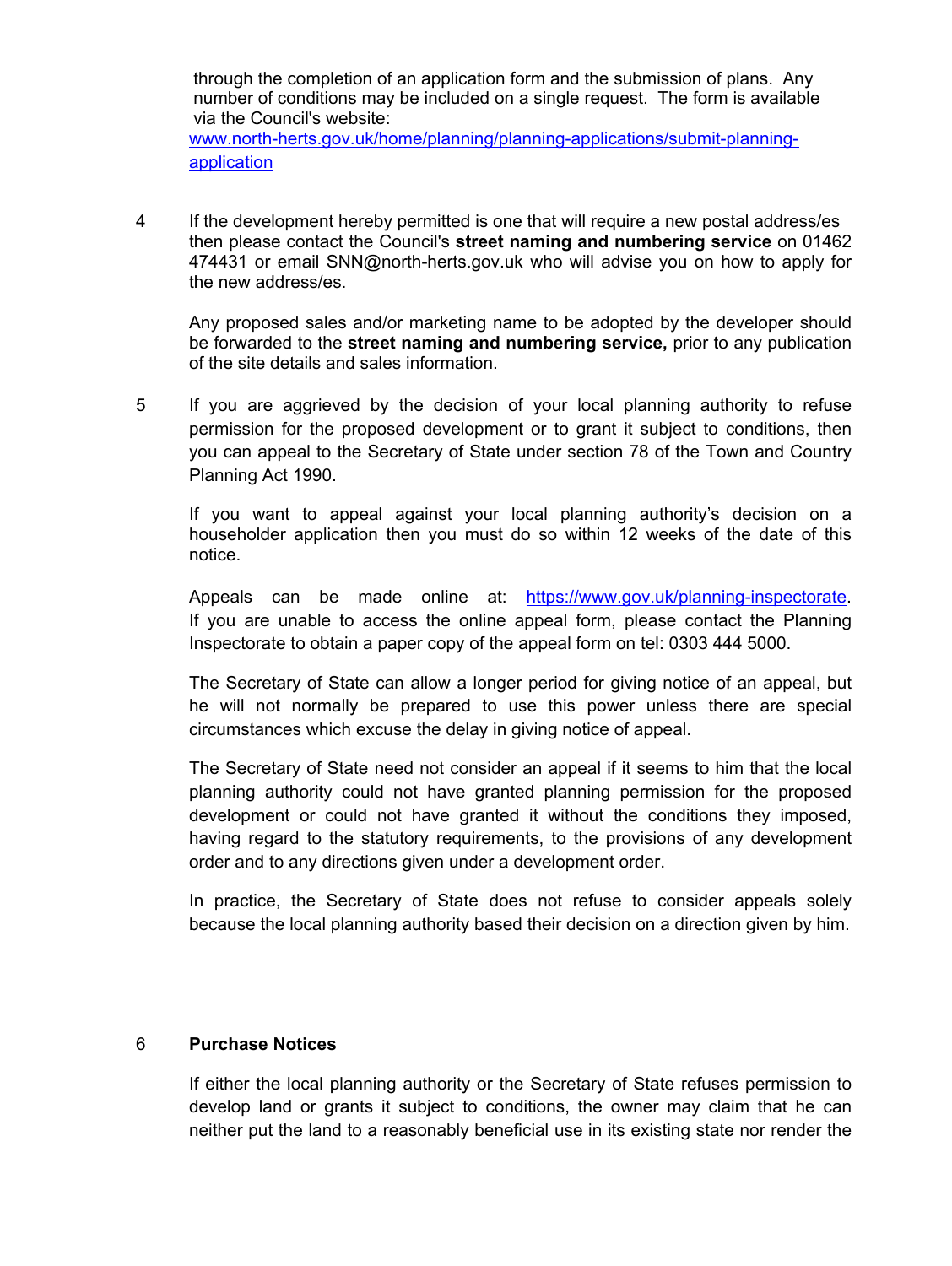through the completion of an application form and the submission of plans. Any number of conditions may be included on a single request. The form is available via the Council's website:
[www.north-herts.gov.uk/home/planning/planning-applications/submit-planning-application](www.north-herts.gov.uk/home/planning/planning-applications/submit-planning-application)

4 If the development hereby permitted is one that will require a new postal address/es then please contact the Council's **street naming and numbering service** on 01462 474431 or email SNN@north-herts.gov.uk who will advise you on how to apply for the new address/es.

Any proposed sales and/or marketing name to be adopted by the developer should be forwarded to the **street naming and numbering service,** prior to any publication of the site details and sales information.

5 If you are aggrieved by the decision of your local planning authority to refuse permission for the proposed development or to grant it subject to conditions, then you can appeal to the Secretary of State under section 78 of the Town and Country Planning Act 1990.

If you want to appeal against your local planning authority's decision on a householder application then you must do so within 12 weeks of the date of this notice.

Appeals can be made online at: [https://www.gov.uk/planning-inspectorate](https://www.gov.uk/planning-inspectorate). If you are unable to access the online appeal form, please contact the Planning Inspectorate to obtain a paper copy of the appeal form on tel: 0303 444 5000.

The Secretary of State can allow a longer period for giving notice of an appeal, but he will not normally be prepared to use this power unless there are special circumstances which excuse the delay in giving notice of appeal.

The Secretary of State need not consider an appeal if it seems to him that the local planning authority could not have granted planning permission for the proposed development or could not have granted it without the conditions they imposed, having regard to the statutory requirements, to the provisions of any development order and to any directions given under a development order.

In practice, the Secretary of State does not refuse to consider appeals solely because the local planning authority based their decision on a direction given by him.

6 **Purchase Notices**

If either the local planning authority or the Secretary of State refuses permission to develop land or grants it subject to conditions, the owner may claim that he can neither put the land to a reasonably beneficial use in its existing state nor render the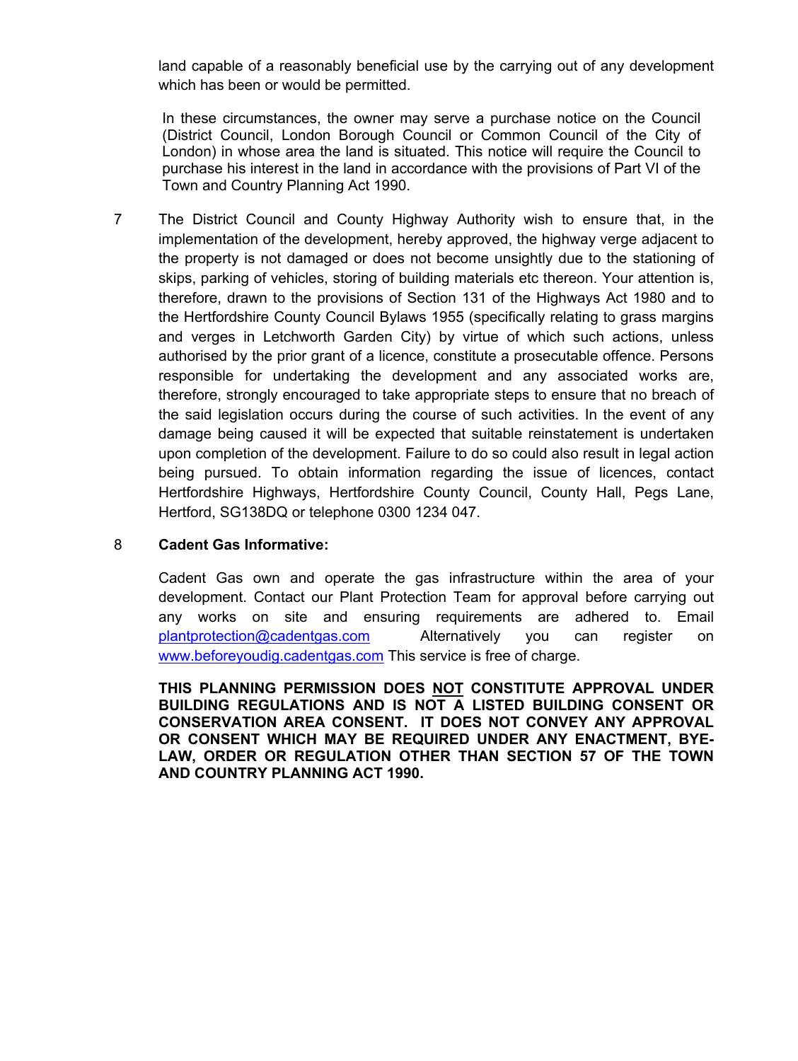land capable of a reasonably beneficial use by the carrying out of any development which has been or would be permitted.

In these circumstances, the owner may serve a purchase notice on the Council (District Council, London Borough Council or Common Council of the City of London) in whose area the land is situated. This notice will require the Council to purchase his interest in the land in accordance with the provisions of Part VI of the Town and Country Planning Act 1990.

7 The District Council and County Highway Authority wish to ensure that, in the implementation of the development, hereby approved, the highway verge adjacent to the property is not damaged or does not become unsightly due to the stationing of skips, parking of vehicles, storing of building materials etc thereon. Your attention is, therefore, drawn to the provisions of Section 131 of the Highways Act 1980 and to the Hertfordshire County Council Bylaws 1955 (specifically relating to grass margins and verges in Letchworth Garden City) by virtue of which such actions, unless authorised by the prior grant of a licence, constitute a prosecutable offence. Persons responsible for undertaking the development and any associated works are, therefore, strongly encouraged to take appropriate steps to ensure that no breach of the said legislation occurs during the course of such activities. In the event of any damage being caused it will be expected that suitable reinstatement is undertaken upon completion of the development. Failure to do so could also result in legal action being pursued. To obtain information regarding the issue of licences, contact Hertfordshire Highways, Hertfordshire County Council, County Hall, Pegs Lane, Hertford, SG138DQ or telephone 0300 1234 047.

8 **Cadent Gas Informative:**

Cadent Gas own and operate the gas infrastructure within the area of your development. Contact our Plant Protection Team for approval before carrying out any works on site and ensuring requirements are adhered to. Email plantprotection@cadentgas.com Alternatively you can register on www.beforeyoudig.cadentgas.com This service is free of charge.

**THIS PLANNING PERMISSION DOES <u>NOT</u> CONSTITUTE APPROVAL UNDER BUILDING REGULATIONS AND IS NOT A LISTED BUILDING CONSENT OR CONSERVATION AREA CONSENT. IT DOES NOT CONVEY ANY APPROVAL OR CONSENT WHICH MAY BE REQUIRED UNDER ANY ENACTMENT, BYE-LAW, ORDER OR REGULATION OTHER THAN SECTION 57 OF THE TOWN AND COUNTRY PLANNING ACT 1990.**